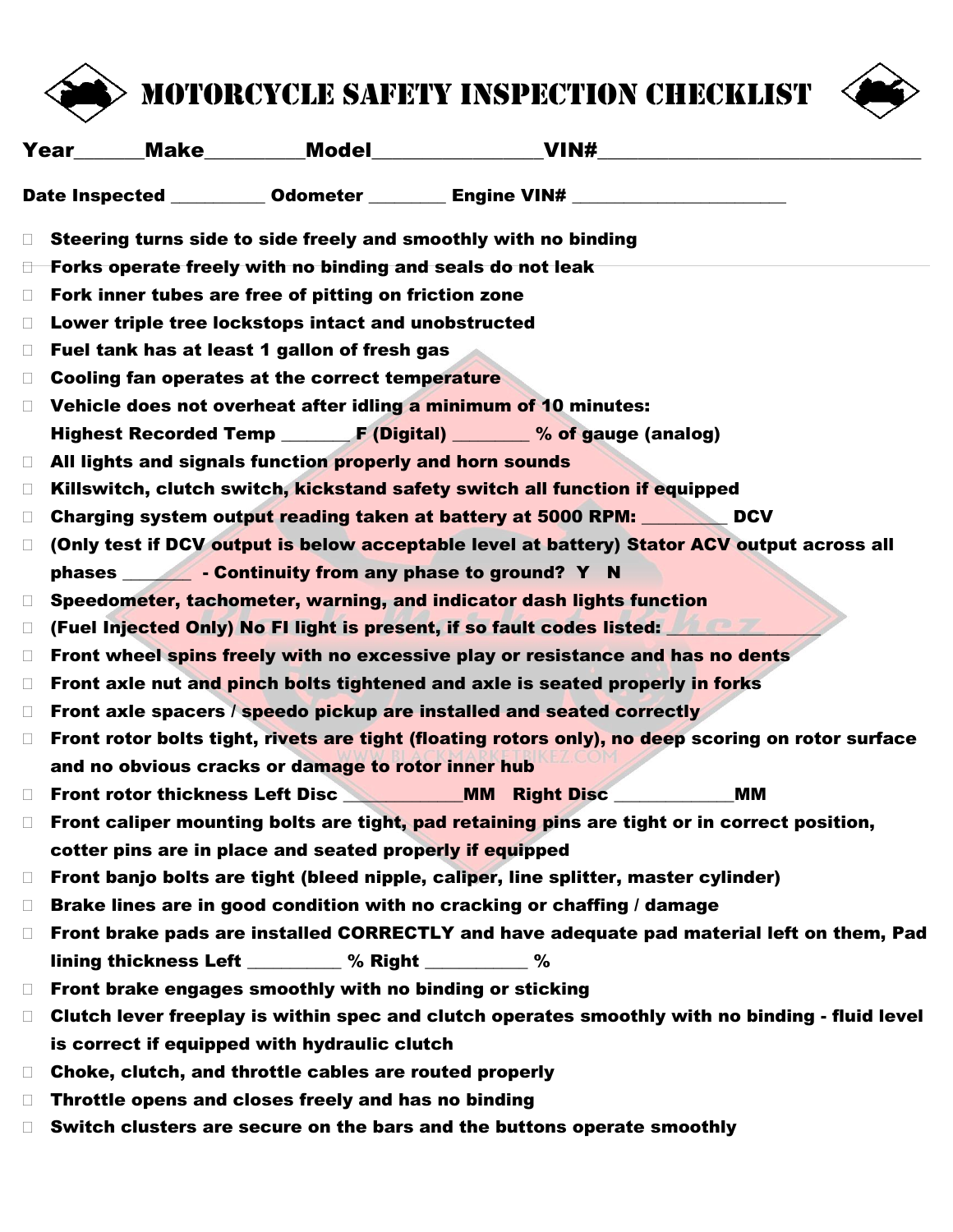# MOTORCYCLE SAFETY INSPECTION CHECKLIST

**Year\_\_\_\_\_\_Make\_\_\_\_\_\_\_\_\_Model\_\_\_\_\_\_\_\_\_\_\_\_\_\_\_\_VIN#\_\_\_\_\_\_\_\_\_\_\_\_\_\_\_\_\_\_\_\_\_\_\_\_\_\_\_\_\_\_\_\_**

**Date Inspected \_\_\_\_\_\_\_\_\_\_ Odometer \_\_\_\_\_\_\_\_ Engine VIN# \_\_\_\_\_\_\_\_\_\_\_\_\_\_\_\_\_\_\_\_\_\_\_**

- ☐ **Steering turns side to side freely and smoothly with no binding**
- ☐ **Forks operate freely with no binding and seals do not leak**
- ☐ **Fork inner tubes are free of pitting on friction zone**
- ☐ **Lower triple tree lockstops intact and unobstructed**
- ☐ **Fuel tank has at least 1 gallon of fresh gas**
- ☐ **Cooling fan operates at the correct temperature**
- ☐ **Vehicle does not overheat after idling a minimum of 10 minutes: Highest Recorded Temp \_\_\_\_\_\_\_ F (Digital) \_\_\_\_\_\_\_\_ % of gauge (analog)**
- ☐ **All lights and signals function properly and horn sounds**
- ☐ **Killswitch, clutch switch, kickstand safety switch all function if equipped**
- ☐ **Charging system output reading taken at battery at 5000 RPM: \_\_\_\_\_\_\_\_\_ DCV**
- ☐ **(Only test if DCV output is below acceptable level at battery) Stator ACV output across all phases \_\_\_\_\_\_\_ - Continuity from any phase to ground? Y N**
- ☐ **Speedometer, tachometer, warning, and indicator dash lights function**
- ☐ **(Fuel Injected Only) No FI light is present, if so fault codes listed: \_\_\_\_\_\_\_\_\_\_\_\_\_\_\_\_**
- ☐ **Front wheel spins freely with no excessive play or resistance and has no dents**
- ☐ **Front axle nut and pinch bolts tightened and axle is seated properly in forks**
- ☐ **Front axle spacers / speedo pickup are installed and seated correctly**
- ☐ **Front rotor bolts tight, rivets are tight (floating rotors only), no deep scoring on rotor surface and no obvious cracks or damage to rotor inner hub**
- ☐ **Front rotor thickness Left Disc \_\_\_\_\_\_\_\_\_\_\_\_\_MM Right Disc \_\_\_\_\_\_\_\_\_\_\_\_\_MM**
- ☐ **Front caliper mounting bolts are tight, pad retaining pins are tight or in correct position, cotter pins are in place and seated properly if equipped**
- ☐ **Front banjo bolts are tight (bleed nipple, caliper, line splitter, master cylinder)**
- ☐ **Brake lines are in good condition with no cracking or chaffing / damage**
- ☐ **Front brake pads are installed CORRECTLY and have adequate pad material left on them, Pad lining thickness Left \_\_\_\_\_\_\_\_\_\_ % Right \_\_\_\_\_\_\_\_\_\_\_ %**
- ☐ **Front brake engages smoothly with no binding or sticking**
- ☐ **Clutch lever freeplay is within spec and clutch operates smoothly with no binding - fluid level is correct if equipped with hydraulic clutch**
- ☐ **Choke, clutch, and throttle cables are routed properly**
- ☐ **Throttle opens and closes freely and has no binding**
- ☐ **Switch clusters are secure on the bars and the buttons operate smoothly**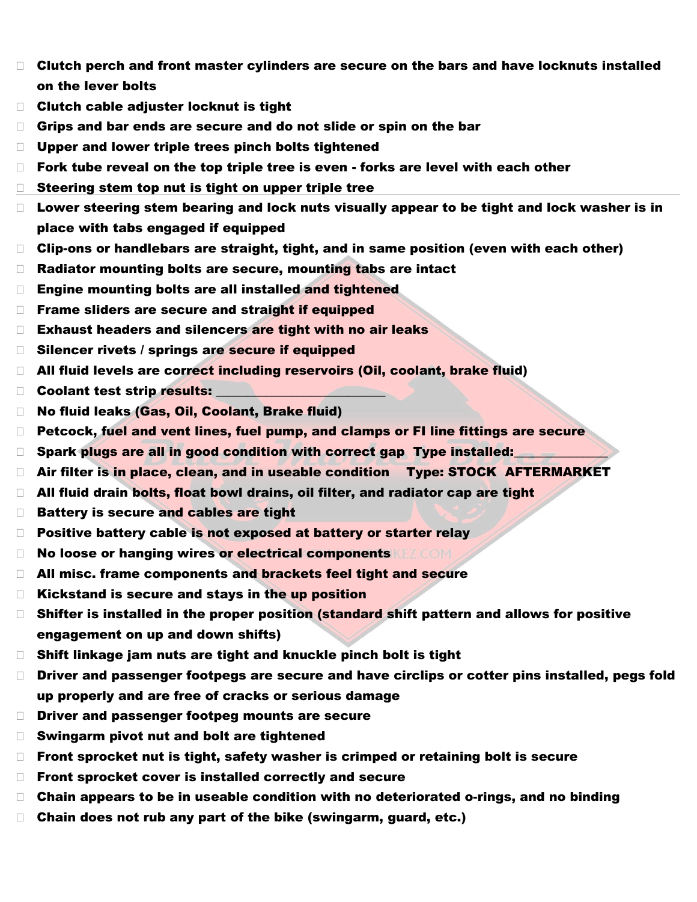- ☐ **Clutch perch and front master cylinders are secure on the bars and have locknuts installed on the lever bolts**
- ☐ **Clutch cable adjuster locknut is tight**
- ☐ **Grips and bar ends are secure and do not slide or spin on the bar**
- ☐ **Upper and lower triple trees pinch bolts tightened**
- ☐ **Fork tube reveal on the top triple tree is even - forks are level with each other**
- ☐ **Steering stem top nut is tight on upper triple tree**
- ☐ **Lower steering stem bearing and lock nuts visually appear to be tight and lock washer is in place with tabs engaged if equipped**
- ☐ **Clip-ons or handlebars are straight, tight, and in same position (even with each other)**
- ☐ **Radiator mounting bolts are secure, mounting tabs are intact**
- ☐ **Engine mounting bolts are all installed and tightened**
- ☐ **Frame sliders are secure and straight if equipped**
- ☐ **Exhaust headers and silencers are tight with no air leaks**
- ☐ **Silencer rivets / springs are secure if equipped**
- ☐ **All fluid levels are correct including reservoirs (Oil, coolant, brake fluid)**
- ☐ **Coolant test strip results: ________________________**
- ☐ **No fluid leaks (Gas, Oil, Coolant, Brake fluid)**
- ☐ **Petcock, fuel and vent lines, fuel pump, and clamps or FI line fittings are secure**
- ☐ **Spark plugs are all in good condition with correct gap Type installed:____________**
- ☐ **Air filter is in place, clean, and in useable condition Type: STOCK AFTERMARKET**
- ☐ **All fluid drain bolts, float bowl drains, oil filter, and radiator cap are tight**
- ☐ **Battery is secure and cables are tight**
- ☐ **Positive battery cable is not exposed at battery or starter relay**
- ☐ **No loose or hanging wires or electrical components**
- ☐ **All misc. frame components and brackets feel tight and secure**
- ☐ **Kickstand is secure and stays in the up position**
- ☐ **Shifter is installed in the proper position (standard shift pattern and allows for positive engagement on up and down shifts)**
- ☐ **Shift linkage jam nuts are tight and knuckle pinch bolt is tight**
- ☐ **Driver and passenger footpegs are secure and have circlips or cotter pins installed, pegs fold up properly and are free of cracks or serious damage**
- ☐ **Driver and passenger footpeg mounts are secure**
- ☐ **Swingarm pivot nut and bolt are tightened**
- ☐ **Front sprocket nut is tight, safety washer is crimped or retaining bolt is secure**
- ☐ **Front sprocket cover is installed correctly and secure**
- ☐ **Chain appears to be in useable condition with no deteriorated o-rings, and no binding**
- ☐ **Chain does not rub any part of the bike (swingarm, guard, etc.)**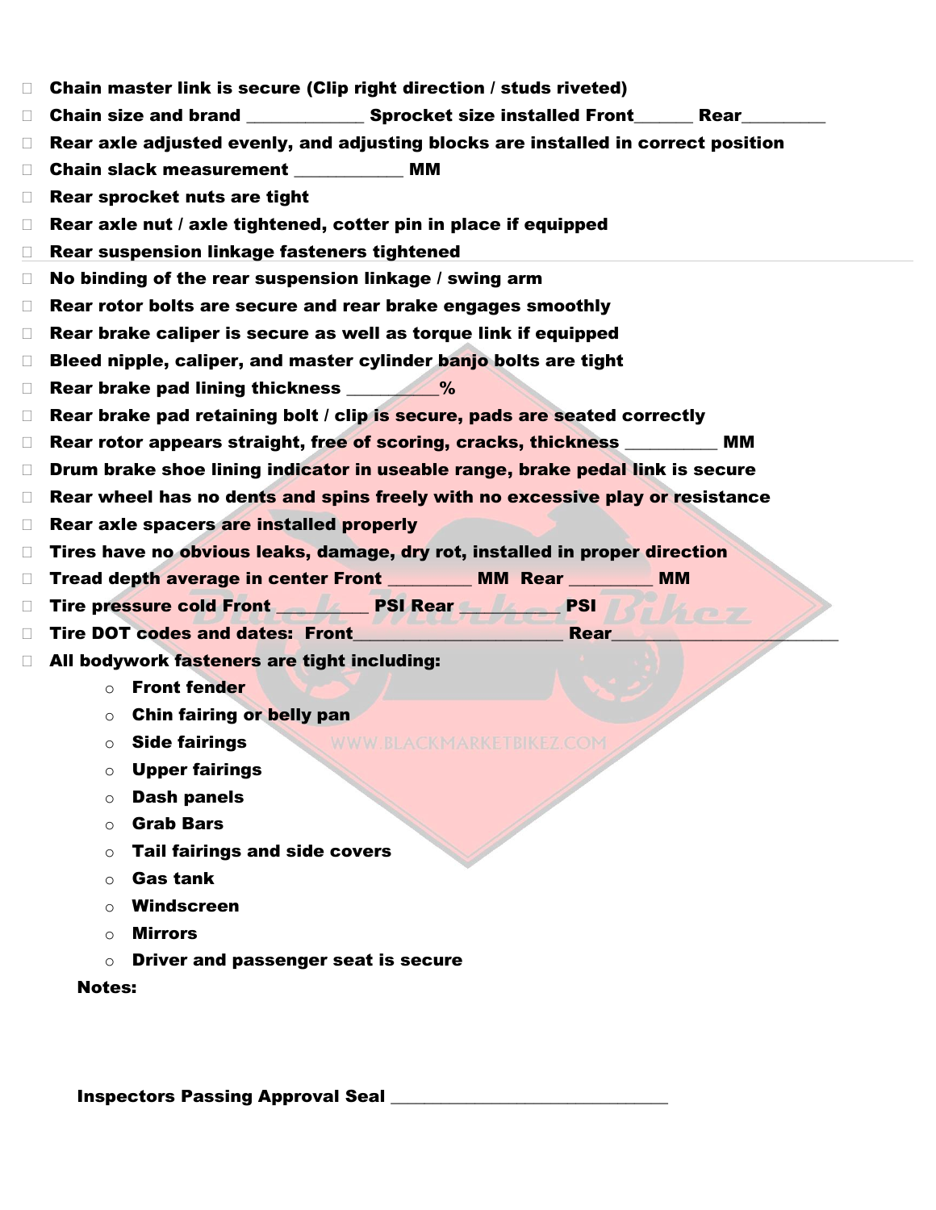- ☐ **Chain master link is secure (Clip right direction / studs riveted)**
- ☐ **Chain size and brand _____________ Sprocket size installed Front______ Rear_________**
- ☐ **Rear axle adjusted evenly, and adjusting blocks are installed in correct position**
- ☐ **Chain slack measurement ____________ MM**
- ☐ **Rear sprocket nuts are tight**
- ☐ **Rear axle nut / axle tightened, cotter pin in place if equipped**
- ☐ **Rear suspension linkage fasteners tightened**
- ☐ **No binding of the rear suspension linkage / swing arm**
- ☐ **Rear rotor bolts are secure and rear brake engages smoothly**
- ☐ **Rear brake caliper is secure as well as torque link if equipped**
- ☐ **Bleed nipple, caliper, and master cylinder banjo bolts are tight**
- ☐ **Rear brake pad lining thickness __________%**
- ☐ **Rear brake pad retaining bolt / clip is secure, pads are seated correctly**
- ☐ **Rear rotor appears straight, free of scoring, cracks, thickness __________ MM**
- ☐ **Drum brake shoe lining indicator in useable range, brake pedal link is secure**
- ☐ **Rear wheel has no dents and spins freely with no excessive play or resistance**
- ☐ **Rear axle spacers are installed properly**
- ☐ **Tires have no obvious leaks, damage, dry rot, installed in proper direction**
- ☐ **Tread depth average in center Front _________ MM Rear _________ MM**
- ☐ **Tire pressure cold Front __________ PSI Rear __________ PSI**
- ☐ **Tire DOT codes and dates: Front_______________________ Rear_________________________**
- ☐ **All bodywork fasteners are tight including:**
  - **Front fender**
  - **Chin fairing or belly pan**
  - **Side fairings**
  - **Upper fairings**
  - **Dash panels**
  - **Grab Bars**
  - **Tail fairings and side covers**
  - **Gas tank**
  - **Windscreen**
  - **Mirrors**
  - **Driver and passenger seat is secure**

**Notes:**

**Inspectors Passing Approval Seal _______________________________**